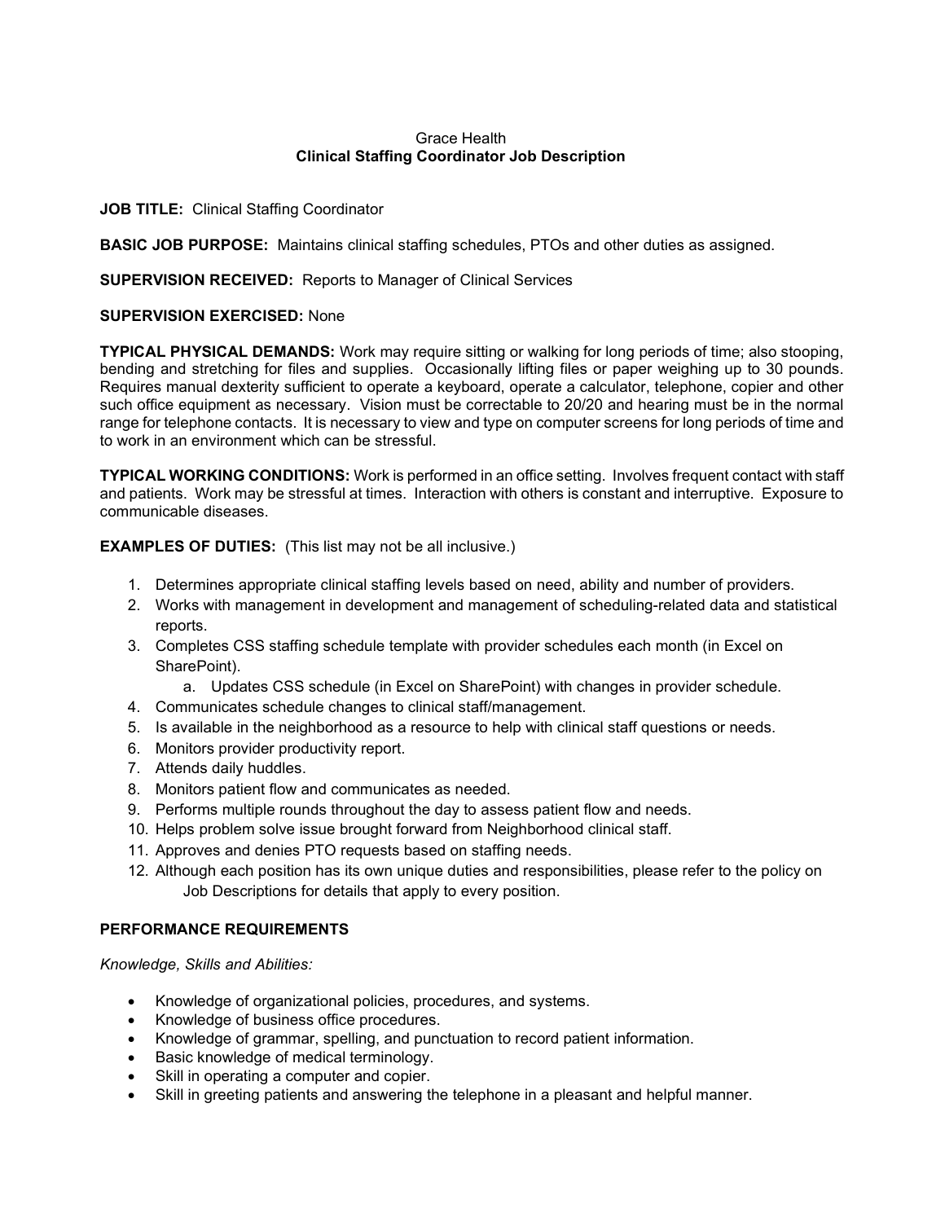Grace Health

# Clinical Staffing Coordinator Job Description

**JOB TITLE:** Clinical Staffing Coordinator

**BASIC JOB PURPOSE:** Maintains clinical staffing schedules, PTOs and other duties as assigned.

**SUPERVISION RECEIVED:** Reports to Manager of Clinical Services

**SUPERVISION EXERCISED:** None

**TYPICAL PHYSICAL DEMANDS:** Work may require sitting or walking for long periods of time; also stooping, bending and stretching for files and supplies. Occasionally lifting files or paper weighing up to 30 pounds. Requires manual dexterity sufficient to operate a keyboard, operate a calculator, telephone, copier and other such office equipment as necessary. Vision must be correctable to 20/20 and hearing must be in the normal range for telephone contacts. It is necessary to view and type on computer screens for long periods of time and to work in an environment which can be stressful.

**TYPICAL WORKING CONDITIONS:** Work is performed in an office setting. Involves frequent contact with staff and patients. Work may be stressful at times. Interaction with others is constant and interruptive. Exposure to communicable diseases.

**EXAMPLES OF DUTIES:** (This list may not be all inclusive.)

1. Determines appropriate clinical staffing levels based on need, ability and number of providers.
2. Works with management in development and management of scheduling-related data and statistical reports.
3. Completes CSS staffing schedule template with provider schedules each month (in Excel on SharePoint).
    a. Updates CSS schedule (in Excel on SharePoint) with changes in provider schedule.
4. Communicates schedule changes to clinical staff/management.
5. Is available in the neighborhood as a resource to help with clinical staff questions or needs.
6. Monitors provider productivity report.
7. Attends daily huddles.
8. Monitors patient flow and communicates as needed.
9. Performs multiple rounds throughout the day to assess patient flow and needs.
10. Helps problem solve issue brought forward from Neighborhood clinical staff.
11. Approves and denies PTO requests based on staffing needs.
12. Although each position has its own unique duties and responsibilities, please refer to the policy on Job Descriptions for details that apply to every position.

**PERFORMANCE REQUIREMENTS**

*Knowledge, Skills and Abilities:*

- Knowledge of organizational policies, procedures, and systems.
- Knowledge of business office procedures.
- Knowledge of grammar, spelling, and punctuation to record patient information.
- Basic knowledge of medical terminology.
- Skill in operating a computer and copier.
- Skill in greeting patients and answering the telephone in a pleasant and helpful manner.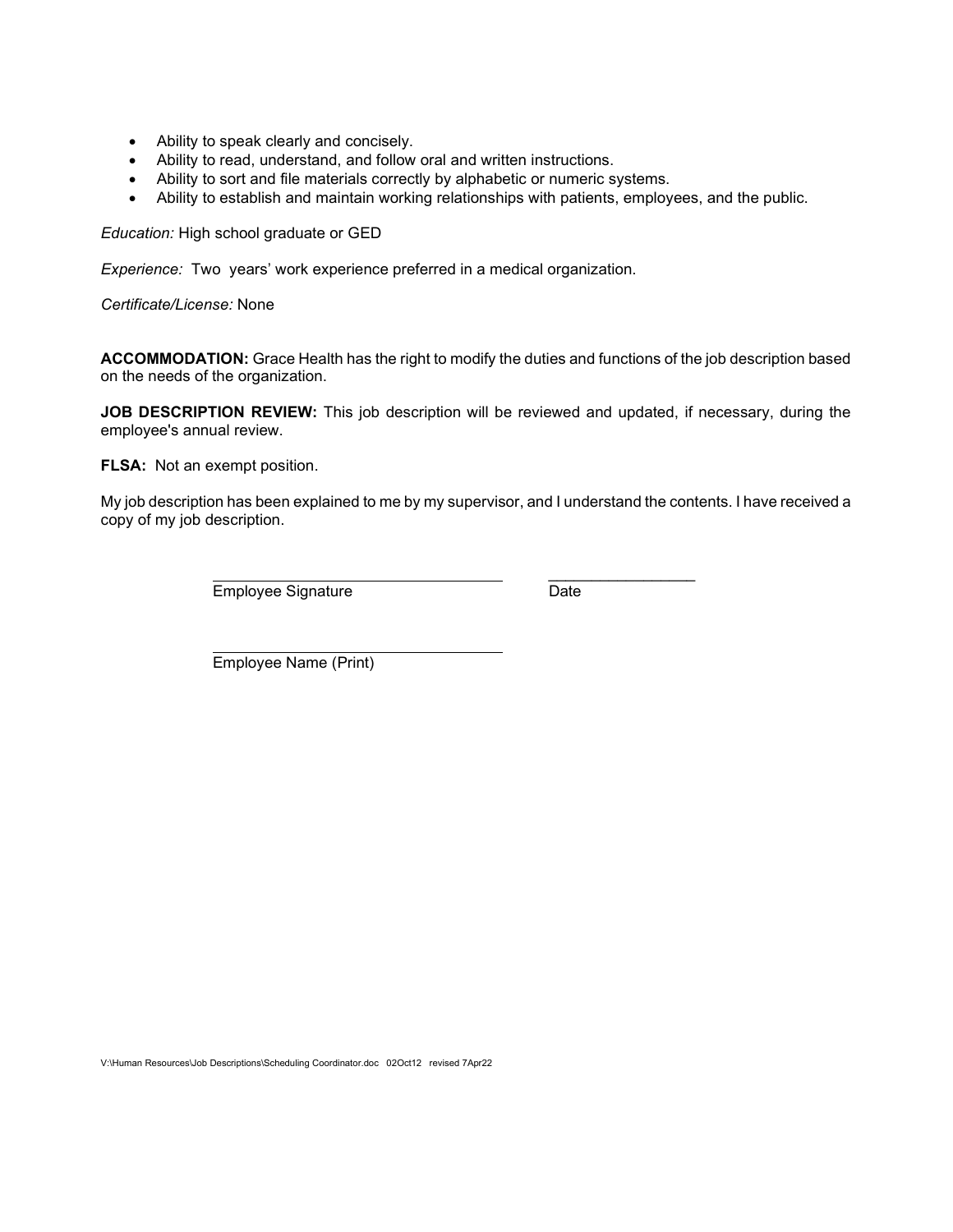- Ability to speak clearly and concisely.
- Ability to read, understand, and follow oral and written instructions.
- Ability to sort and file materials correctly by alphabetic or numeric systems.
- Ability to establish and maintain working relationships with patients, employees, and the public.

*Education:* High school graduate or GED

*Experience:* Two years' work experience preferred in a medical organization.

*Certificate/License:* None

**ACCOMMODATION:** Grace Health has the right to modify the duties and functions of the job description based on the needs of the organization.

**JOB DESCRIPTION REVIEW:** This job description will be reviewed and updated, if necessary, during the employee's annual review.

**FLSA:** Not an exempt position.

My job description has been explained to me by my supervisor, and I understand the contents. I have received a copy of my job description.

\_\_\_\_\_\_\_\_\_\_\_\_\_\_\_\_\_\_\_\_\_\_\_\_\_\_\_\_\_\_\_\_\_\_\_\_ \_\_\_\_\_\_\_\_\_\_\_\_\_\_\_\_\_\_

Employee Signature Date

\_\_\_\_\_\_\_\_\_\_\_\_\_\_\_\_\_\_\_\_\_\_\_\_\_\_\_\_\_\_\_\_\_\_\_\_

Employee Name (Print)

V:\Human Resources\Job Descriptions\Scheduling Coordinator.doc 02Oct12 revised 7Apr22